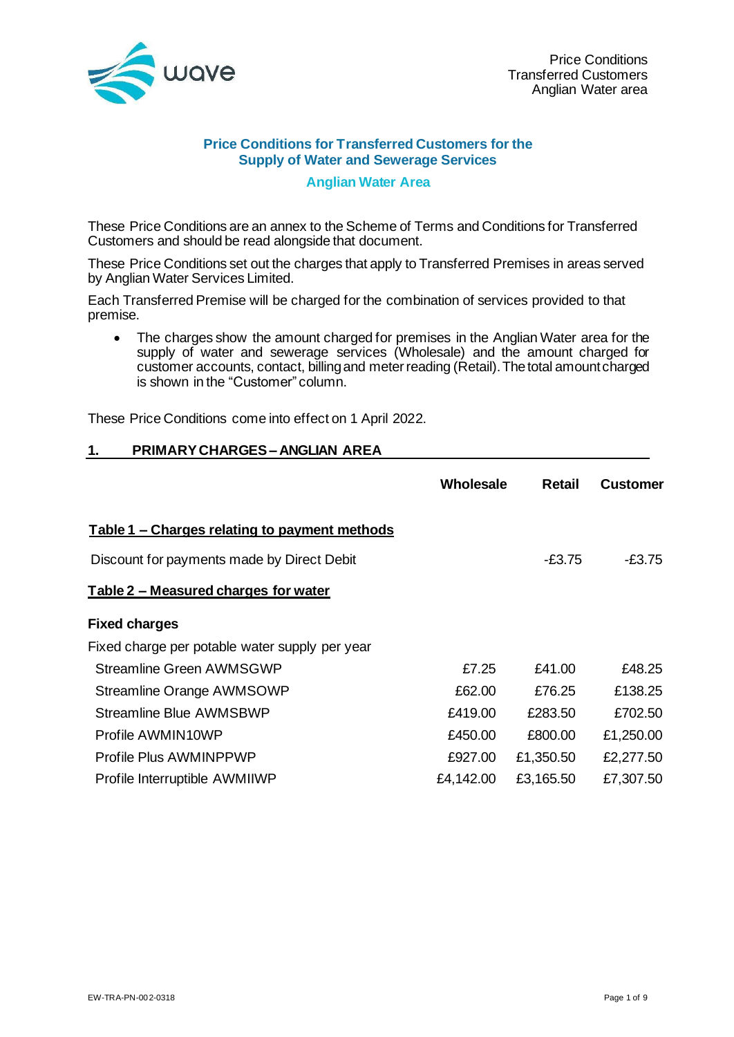## Price Conditions for Transferred Customers for the Supply of Water and Sewerage Services

### Anglian Water Area

These Price Conditions are an annex to the Scheme of Terms and Conditions for Transferred Customers and should be read alongside that document.

These Price Conditions set out the charges that apply to Transferred Premises in areas served by Anglian Water Services Limited.

Each Transferred Premise will be charged for the combination of services provided to that premise.

- The charges show the amount charged for premises in the Anglian Water area for the supply of water and sewerage services (Wholesale) and the amount charged for customer accounts, contact, billing and meter reading (Retail). The total amount charged is shown in the "Customer" column.

These Price Conditions come into effect on 1 April 2022.

## 1. PRIMARY CHARGES – ANGLIAN AREA

| | Wholesale | Retail | Customer |
|---|---|---|---|
| **Table 1 – Charges relating to payment methods** | | | |
| Discount for payments made by Direct Debit | | -£3.75 | -£3.75 |
| **Table 2 – Measured charges for water** | | | |
| **Fixed charges** | | | |
| Fixed charge per potable water supply per year | | | |
| Streamline Green AWMSGWP | £7.25 | £41.00 | £48.25 |
| Streamline Orange AWMSOWP | £62.00 | £76.25 | £138.25 |
| Streamline Blue AWMSBWP | £419.00 | £283.50 | £702.50 |
| Profile AWMIN10WP | £450.00 | £800.00 | £1,250.00 |
| Profile Plus AWMINPPWP | £927.00 | £1,350.50 | £2,277.50 |
| Profile Interruptible AWMIIWP | £4,142.00 | £3,165.50 | £7,307.50 |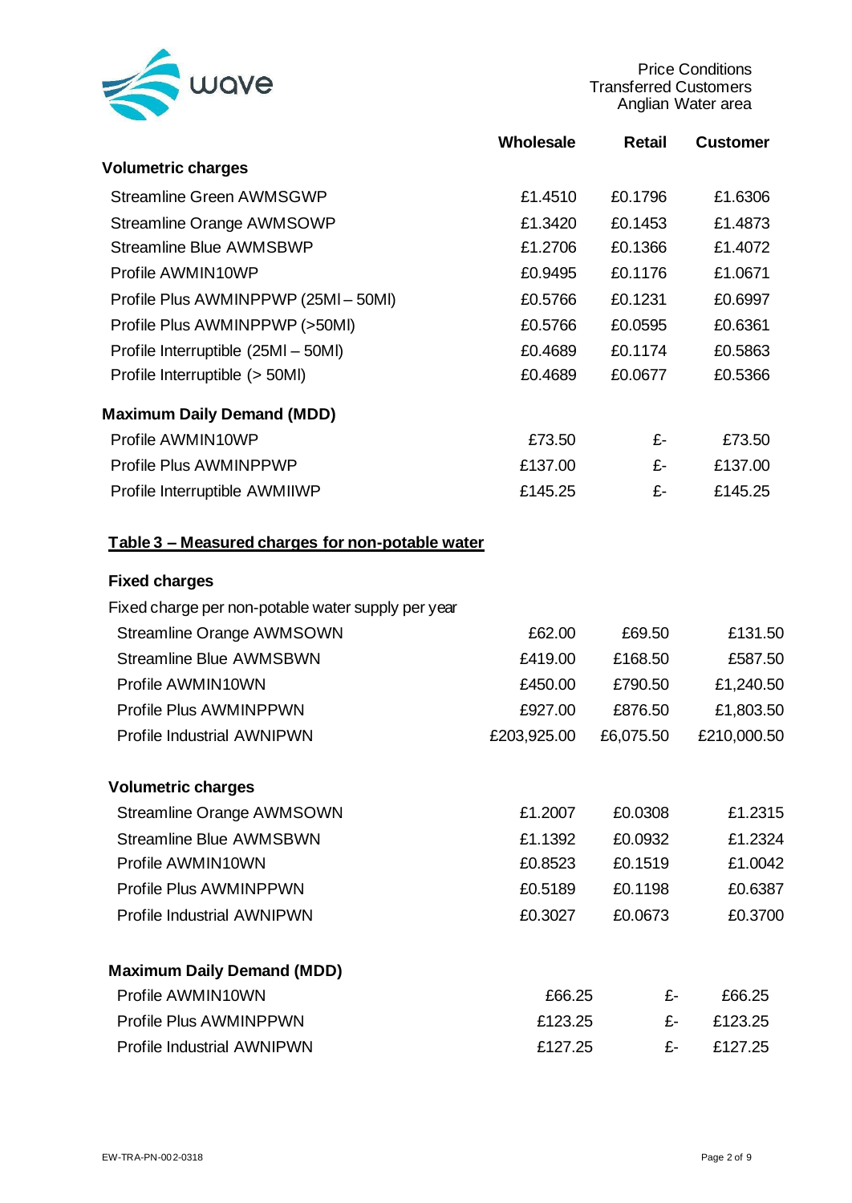| | Wholesale | Retail | Customer |
|---|---|---|---|
| **Volumetric charges** | | | |
| Streamline Green AWMSGWP | £1.4510 | £0.1796 | £1.6306 |
| Streamline Orange AWMSOWP | £1.3420 | £0.1453 | £1.4873 |
| Streamline Blue AWMSBWP | £1.2706 | £0.1366 | £1.4072 |
| Profile AWMIN10WP | £0.9495 | £0.1176 | £1.0671 |
| Profile Plus AWMINPPWP (25Ml – 50Ml) | £0.5766 | £0.1231 | £0.6997 |
| Profile Plus AWMINPPWP (>50Ml) | £0.5766 | £0.0595 | £0.6361 |
| Profile Interruptible (25Ml – 50Ml) | £0.4689 | £0.1174 | £0.5863 |
| Profile Interruptible (> 50Ml) | £0.4689 | £0.0677 | £0.5366 |
| **Maximum Daily Demand (MDD)** | | | |
| Profile AWMIN10WP | £73.50 | £- | £73.50 |
| Profile Plus AWMINPPWP | £137.00 | £- | £137.00 |
| Profile Interruptible AWMIIWP | £145.25 | £- | £145.25 |

## Table 3 – Measured charges for non-potable water

| | Wholesale | Retail | Customer |
|---|---|---|---|
| **Fixed charges** | | | |
| Fixed charge per non-potable water supply per year | | | |
| Streamline Orange AWMSOWN | £62.00 | £69.50 | £131.50 |
| Streamline Blue AWMSBWN | £419.00 | £168.50 | £587.50 |
| Profile AWMIN10WN | £450.00 | £790.50 | £1,240.50 |
| Profile Plus AWMINPPWN | £927.00 | £876.50 | £1,803.50 |
| Profile Industrial AWNIPWN | £203,925.00 | £6,075.50 | £210,000.50 |
| **Volumetric charges** | | | |
| Streamline Orange AWMSOWN | £1.2007 | £0.0308 | £1.2315 |
| Streamline Blue AWMSBWN | £1.1392 | £0.0932 | £1.2324 |
| Profile AWMIN10WN | £0.8523 | £0.1519 | £1.0042 |
| Profile Plus AWMINPPWN | £0.5189 | £0.1198 | £0.6387 |
| Profile Industrial AWNIPWN | £0.3027 | £0.0673 | £0.3700 |
| **Maximum Daily Demand (MDD)** | | | |
| Profile AWMIN10WN | £66.25 | £- | £66.25 |
| Profile Plus AWMINPPWN | £123.25 | £- | £123.25 |
| Profile Industrial AWNIPWN | £127.25 | £- | £127.25 |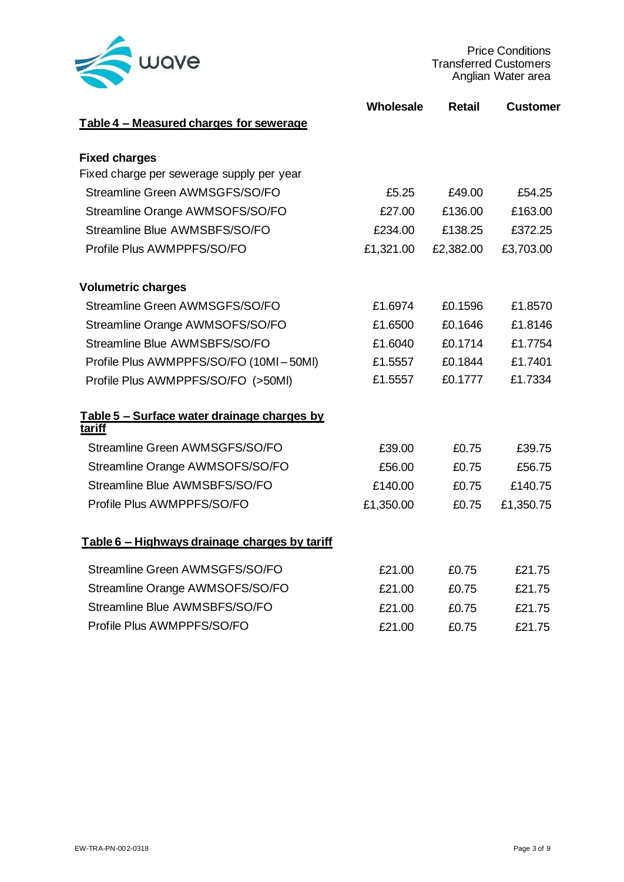Price Conditions
Transferred Customers
Anglian Water area

| | Wholesale | Retail | Customer |
|---|---|---|---|
| **Table 4 – Measured charges for sewerage** | | | |
| **Fixed charges** | | | |
| Fixed charge per sewerage supply per year | | | |
| Streamline Green AWMSGFS/SO/FO | £5.25 | £49.00 | £54.25 |
| Streamline Orange AWMSOFS/SO/FO | £27.00 | £136.00 | £163.00 |
| Streamline Blue AWMSBFS/SO/FO | £234.00 | £138.25 | £372.25 |
| Profile Plus AWMPPFS/SO/FO | £1,321.00 | £2,382.00 | £3,703.00 |
| **Volumetric charges** | | | |
| Streamline Green AWMSGFS/SO/FO | £1.6974 | £0.1596 | £1.8570 |
| Streamline Orange AWMSOFS/SO/FO | £1.6500 | £0.1646 | £1.8146 |
| Streamline Blue AWMSBFS/SO/FO | £1.6040 | £0.1714 | £1.7754 |
| Profile Plus AWMPPFS/SO/FO (10Ml – 50Ml) | £1.5557 | £0.1844 | £1.7401 |
| Profile Plus AWMPPFS/SO/FO (>50Ml) | £1.5557 | £0.1777 | £1.7334 |
| **Table 5 – Surface water drainage charges by tariff** | | | |
| Streamline Green AWMSGFS/SO/FO | £39.00 | £0.75 | £39.75 |
| Streamline Orange AWMSOFS/SO/FO | £56.00 | £0.75 | £56.75 |
| Streamline Blue AWMSBFS/SO/FO | £140.00 | £0.75 | £140.75 |
| Profile Plus AWMPPFS/SO/FO | £1,350.00 | £0.75 | £1,350.75 |
| **Table 6 – Highways drainage charges by tariff** | | | |
| Streamline Green AWMSGFS/SO/FO | £21.00 | £0.75 | £21.75 |
| Streamline Orange AWMSOFS/SO/FO | £21.00 | £0.75 | £21.75 |
| Streamline Blue AWMSBFS/SO/FO | £21.00 | £0.75 | £21.75 |
| Profile Plus AWMPPFS/SO/FO | £21.00 | £0.75 | £21.75 |

EW-TRA-PN-002-0318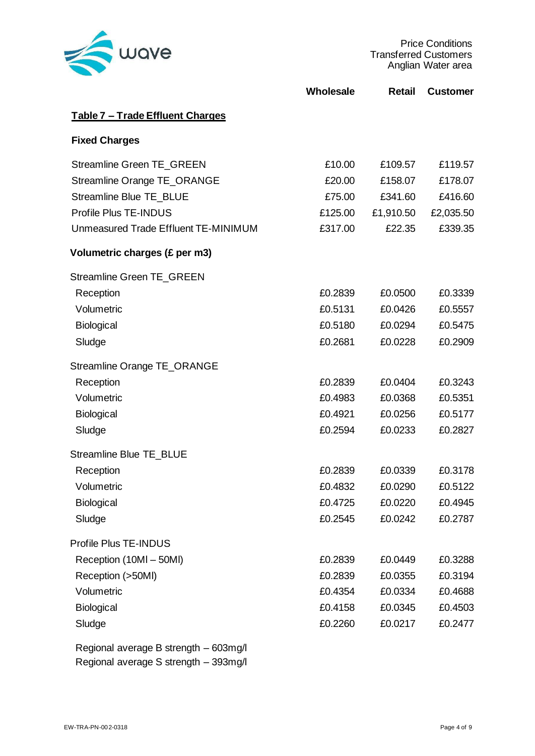## Table 7 – Trade Effluent Charges

| | Wholesale | Retail | Customer |
|---|---|---|---|
| **Fixed Charges** | | | |
| Streamline Green TE_GREEN | £10.00 | £109.57 | £119.57 |
| Streamline Orange TE_ORANGE | £20.00 | £158.07 | £178.07 |
| Streamline Blue TE_BLUE | £75.00 | £341.60 | £416.60 |
| Profile Plus TE-INDUS | £125.00 | £1,910.50 | £2,035.50 |
| Unmeasured Trade Effluent TE-MINIMUM | £317.00 | £22.35 | £339.35 |
| **Volumetric charges (£ per m3)** | | | |
| Streamline Green TE_GREEN | | | |
| Reception | £0.2839 | £0.0500 | £0.3339 |
| Volumetric | £0.5131 | £0.0426 | £0.5557 |
| Biological | £0.5180 | £0.0294 | £0.5475 |
| Sludge | £0.2681 | £0.0228 | £0.2909 |
| Streamline Orange TE_ORANGE | | | |
| Reception | £0.2839 | £0.0404 | £0.3243 |
| Volumetric | £0.4983 | £0.0368 | £0.5351 |
| Biological | £0.4921 | £0.0256 | £0.5177 |
| Sludge | £0.2594 | £0.0233 | £0.2827 |
| Streamline Blue TE_BLUE | | | |
| Reception | £0.2839 | £0.0339 | £0.3178 |
| Volumetric | £0.4832 | £0.0290 | £0.5122 |
| Biological | £0.4725 | £0.0220 | £0.4945 |
| Sludge | £0.2545 | £0.0242 | £0.2787 |
| Profile Plus TE-INDUS | | | |
| Reception (10Ml – 50Ml) | £0.2839 | £0.0449 | £0.3288 |
| Reception (>50Ml) | £0.2839 | £0.0355 | £0.3194 |
| Volumetric | £0.4354 | £0.0334 | £0.4688 |
| Biological | £0.4158 | £0.0345 | £0.4503 |
| Sludge | £0.2260 | £0.0217 | £0.2477 |

Regional average B strength – 603mg/l
Regional average S strength – 393mg/l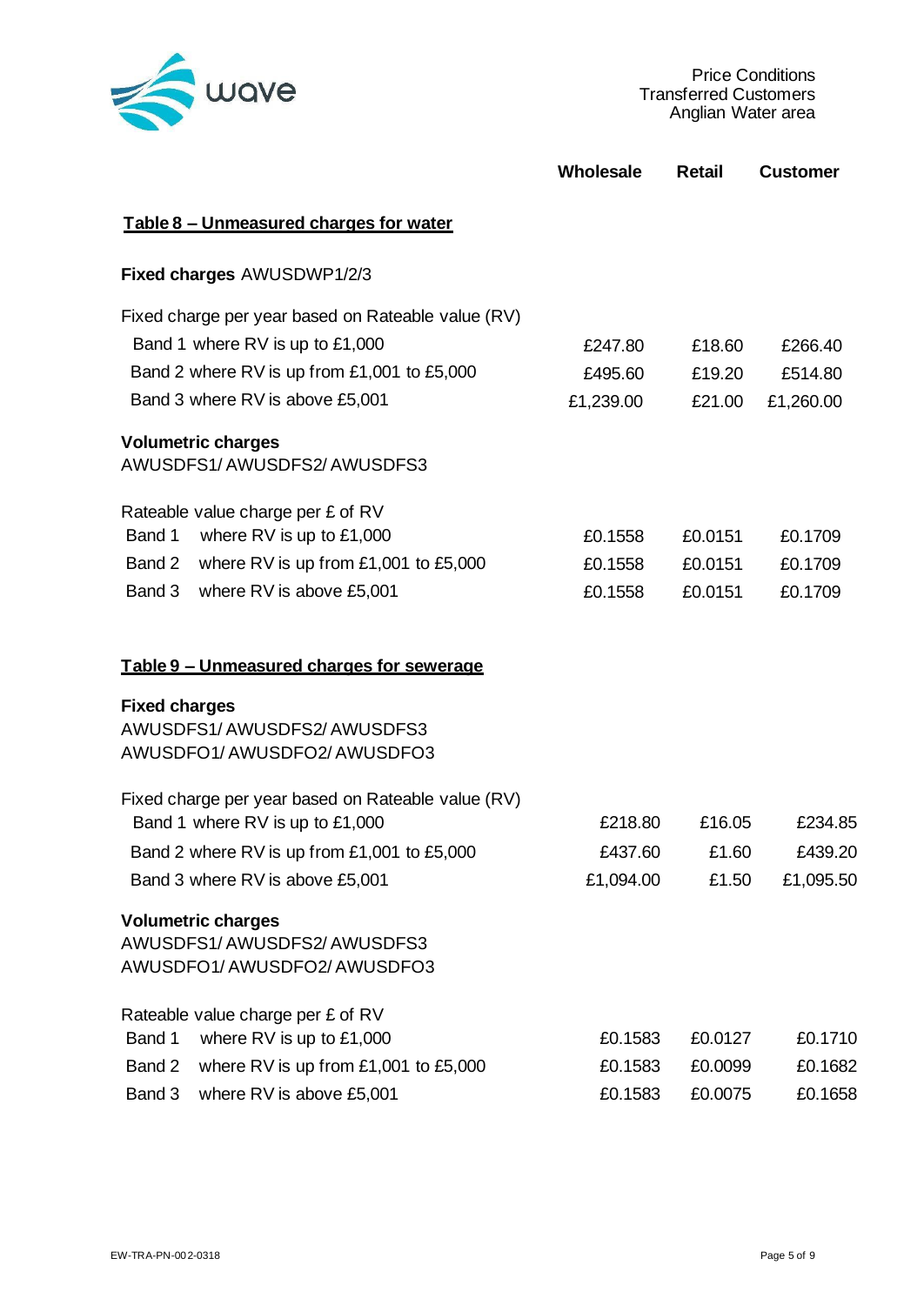Price Conditions
Transferred Customers
Anglian Water area

| | Wholesale | Retail | Customer |
|---|---|---|---|

**Table 8 – Unmeasured charges for water**

**Fixed charges** AWUSDWP1/2/3

| Fixed charge per year based on Rateable value (RV) | Wholesale | Retail | Customer |
|---|---|---|---|
| Band 1 where RV is up to £1,000 | £247.80 | £18.60 | £266.40 |
| Band 2 where RV is up from £1,001 to £5,000 | £495.60 | £19.20 | £514.80 |
| Band 3 where RV is above £5,001 | £1,239.00 | £21.00 | £1,260.00 |

**Volumetric charges**
AWUSDFS1/ AWUSDFS2/ AWUSDFS3

| Rateable value charge per £ of RV | Wholesale | Retail | Customer |
|---|---|---|---|
| Band 1 where RV is up to £1,000 | £0.1558 | £0.0151 | £0.1709 |
| Band 2 where RV is up from £1,001 to £5,000 | £0.1558 | £0.0151 | £0.1709 |
| Band 3 where RV is above £5,001 | £0.1558 | £0.0151 | £0.1709 |

**Table 9 – Unmeasured charges for sewerage**

**Fixed charges**
AWUSDFS1/ AWUSDFS2/ AWUSDFS3
AWUSDFO1/ AWUSDFO2/ AWUSDFO3

| Fixed charge per year based on Rateable value (RV) | Wholesale | Retail | Customer |
|---|---|---|---|
| Band 1 where RV is up to £1,000 | £218.80 | £16.05 | £234.85 |
| Band 2 where RV is up from £1,001 to £5,000 | £437.60 | £1.60 | £439.20 |
| Band 3 where RV is above £5,001 | £1,094.00 | £1.50 | £1,095.50 |

**Volumetric charges**
AWUSDFS1/ AWUSDFS2/ AWUSDFS3
AWUSDFO1/ AWUSDFO2/ AWUSDFO3

| Rateable value charge per £ of RV | Wholesale | Retail | Customer |
|---|---|---|---|
| Band 1 where RV is up to £1,000 | £0.1583 | £0.0127 | £0.1710 |
| Band 2 where RV is up from £1,001 to £5,000 | £0.1583 | £0.0099 | £0.1682 |
| Band 3 where RV is above £5,001 | £0.1583 | £0.0075 | £0.1658 |

EW-TRA-PN-002-0318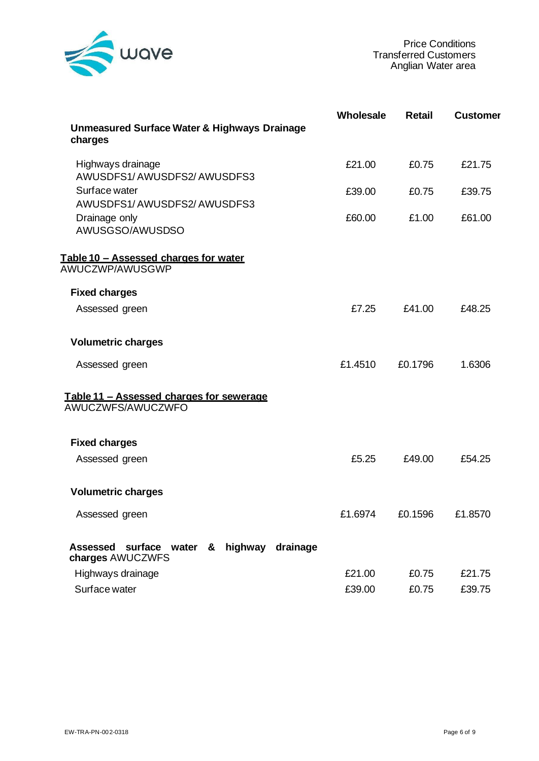| | Wholesale | Retail | Customer |
|---|---|---|---|
| **Unmeasured Surface Water & Highways Drainage charges** | | | |
| Highways drainage AWUSDFS1/ AWUSDFS2/ AWUSDFS3 | £21.00 | £0.75 | £21.75 |
| Surface water AWUSDFS1/ AWUSDFS2/ AWUSDFS3 | £39.00 | £0.75 | £39.75 |
| Drainage only AWUSGSO/AWUSDSO | £60.00 | £1.00 | £61.00 |

**<u>Table 10 – Assessed charges for water</u>**
AWUCZWP/AWUSGWP

| | Wholesale | Retail | Customer |
|---|---|---|---|
| **Fixed charges** | | | |
| Assessed green | £7.25 | £41.00 | £48.25 |
| **Volumetric charges** | | | |
| Assessed green | £1.4510 | £0.1796 | 1.6306 |

**<u>Table 11 – Assessed charges for sewerage</u>**
AWUCZWFS/AWUCZWFO

| | Wholesale | Retail | Customer |
|---|---|---|---|
| **Fixed charges** | | | |
| Assessed green | £5.25 | £49.00 | £54.25 |
| **Volumetric charges** | | | |
| Assessed green | £1.6974 | £0.1596 | £1.8570 |
| **Assessed surface water & highway drainage charges** AWUCZWFS | | | |
| Highways drainage | £21.00 | £0.75 | £21.75 |
| Surface water | £39.00 | £0.75 | £39.75 |

EW-TRA-PN-002-0318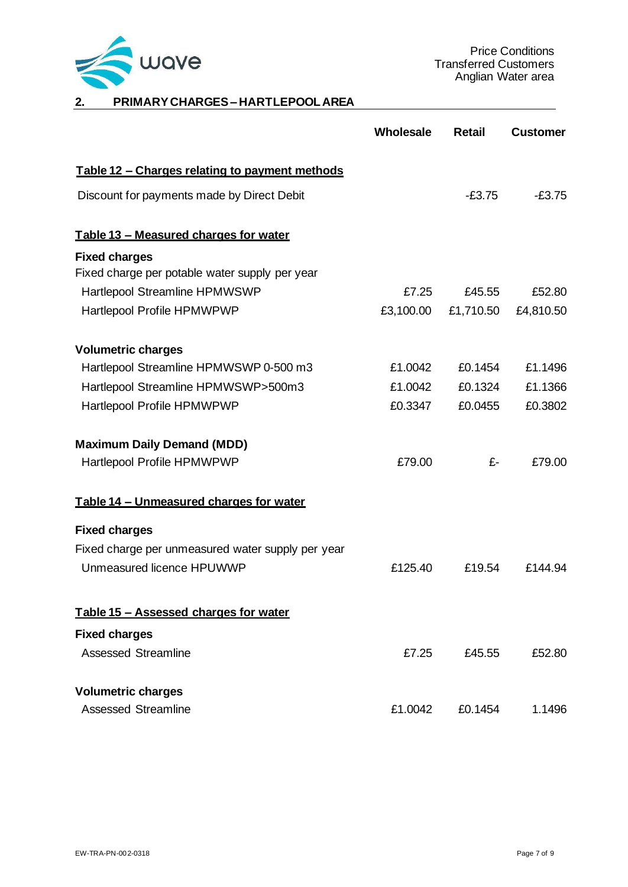## 2. PRIMARY CHARGES – HARTLEPOOL AREA

| | Wholesale | Retail | Customer |
|---|---|---|---|
| **Table 12 – Charges relating to payment methods** | | | |
| Discount for payments made by Direct Debit | | -£3.75 | -£3.75 |
| **Table 13 – Measured charges for water** | | | |
| **Fixed charges** | | | |
| Fixed charge per potable water supply per year | | | |
| Hartlepool Streamline HPMWSWP | £7.25 | £45.55 | £52.80 |
| Hartlepool Profile HPMWPWP | £3,100.00 | £1,710.50 | £4,810.50 |
| **Volumetric charges** | | | |
| Hartlepool Streamline HPMWSWP 0-500 m3 | £1.0042 | £0.1454 | £1.1496 |
| Hartlepool Streamline HPMWSWP>500m3 | £1.0042 | £0.1324 | £1.1366 |
| Hartlepool Profile HPMWPWP | £0.3347 | £0.0455 | £0.3802 |
| **Maximum Daily Demand (MDD)** | | | |
| Hartlepool Profile HPMWPWP | £79.00 | £- | £79.00 |
| **Table 14 – Unmeasured charges for water** | | | |
| **Fixed charges** | | | |
| Fixed charge per unmeasured water supply per year | | | |
| Unmeasured licence HPUWWP | £125.40 | £19.54 | £144.94 |
| **Table 15 – Assessed charges for water** | | | |
| **Fixed charges** | | | |
| Assessed Streamline | £7.25 | £45.55 | £52.80 |
| **Volumetric charges** | | | |
| Assessed Streamline | £1.0042 | £0.1454 | 1.1496 |

EW-TRA-PN-002-0318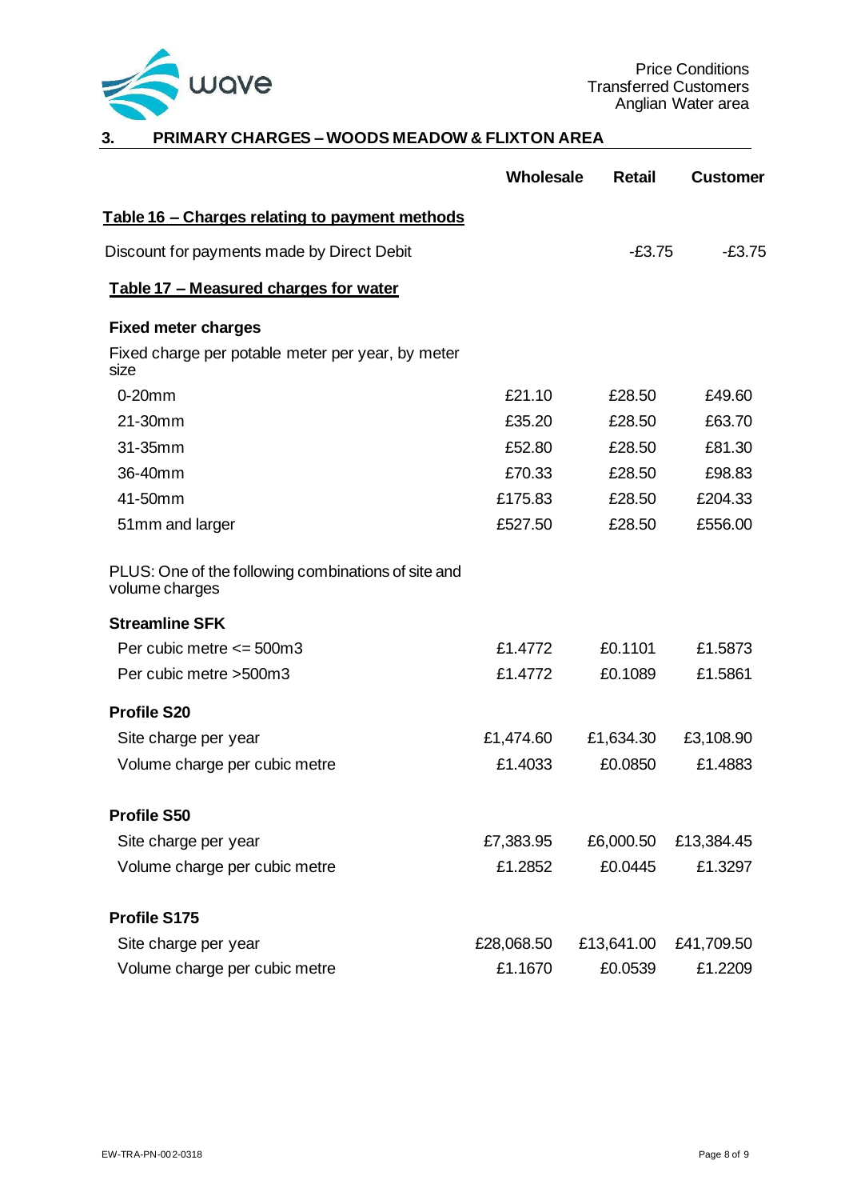## 3. PRIMARY CHARGES – WOODS MEADOW & FLIXTON AREA

| | Wholesale | Retail | Customer |
|---|---|---|---|
| **Table 16 – Charges relating to payment methods** | | | |
| Discount for payments made by Direct Debit | | -£3.75 | -£3.75 |
| **Table 17 – Measured charges for water** | | | |
| **Fixed meter charges** | | | |
| Fixed charge per potable meter per year, by meter size | | | |
| 0-20mm | £21.10 | £28.50 | £49.60 |
| 21-30mm | £35.20 | £28.50 | £63.70 |
| 31-35mm | £52.80 | £28.50 | £81.30 |
| 36-40mm | £70.33 | £28.50 | £98.83 |
| 41-50mm | £175.83 | £28.50 | £204.33 |
| 51mm and larger | £527.50 | £28.50 | £556.00 |
| PLUS: One of the following combinations of site and volume charges | | | |
| **Streamline SFK** | | | |
| Per cubic metre <= 500m3 | £1.4772 | £0.1101 | £1.5873 |
| Per cubic metre >500m3 | £1.4772 | £0.1089 | £1.5861 |
| **Profile S20** | | | |
| Site charge per year | £1,474.60 | £1,634.30 | £3,108.90 |
| Volume charge per cubic metre | £1.4033 | £0.0850 | £1.4883 |
| **Profile S50** | | | |
| Site charge per year | £7,383.95 | £6,000.50 | £13,384.45 |
| Volume charge per cubic metre | £1.2852 | £0.0445 | £1.3297 |
| **Profile S175** | | | |
| Site charge per year | £28,068.50 | £13,641.00 | £41,709.50 |
| Volume charge per cubic metre | £1.1670 | £0.0539 | £1.2209 |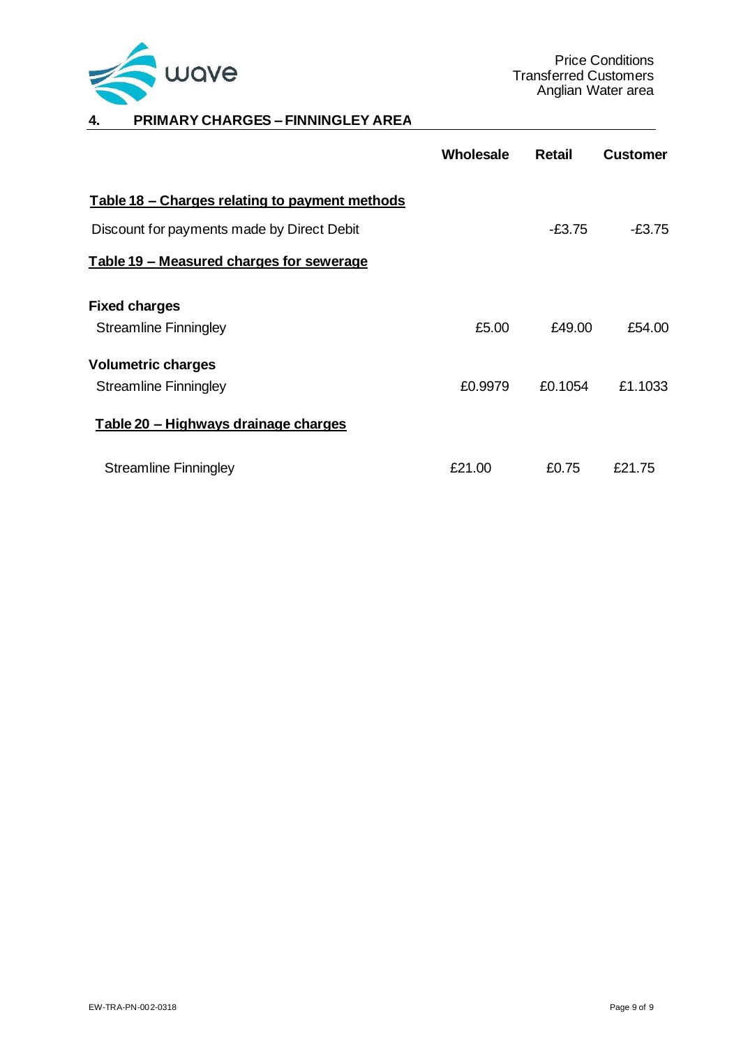## 4. PRIMARY CHARGES – FINNINGLEY AREA

| | Wholesale | Retail | Customer |
|---|---|---|---|
| **Table 18 – Charges relating to payment methods** | | | |
| Discount for payments made by Direct Debit | | -£3.75 | -£3.75 |
| **Table 19 – Measured charges for sewerage** | | | |
| **Fixed charges** | | | |
| Streamline Finningley | £5.00 | £49.00 | £54.00 |
| **Volumetric charges** | | | |
| Streamline Finningley | £0.9979 | £0.1054 | £1.1033 |
| **Table 20 – Highways drainage charges** | | | |
| Streamline Finningley | £21.00 | £0.75 | £21.75 |

EW-TRA-PN-002-0318